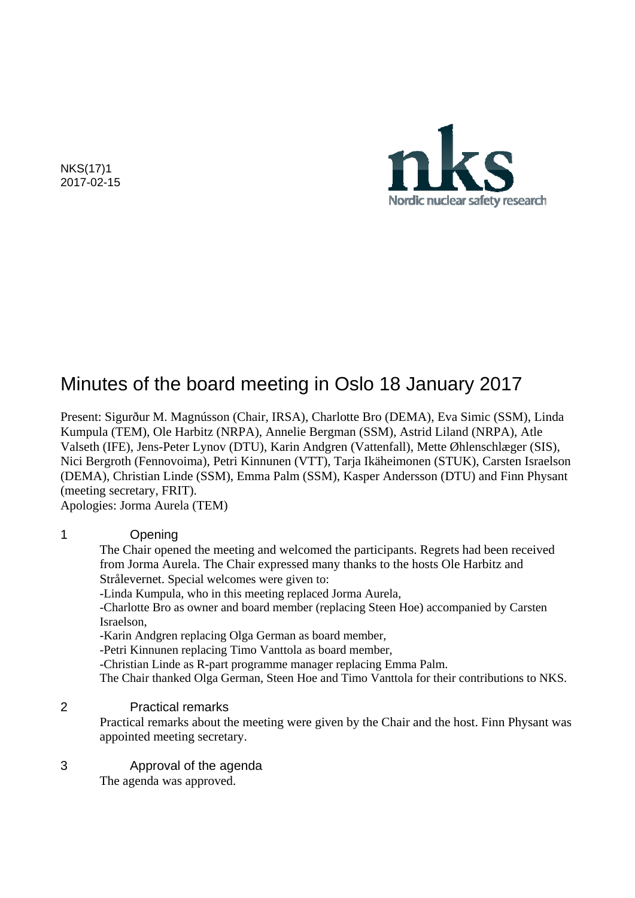NKS(17)1
2017-02-15

# Minutes of the board meeting in Oslo 18 January 2017

Present: Sigurður M. Magnússon (Chair, IRSA), Charlotte Bro (DEMA), Eva Simic (SSM), Linda Kumpula (TEM), Ole Harbitz (NRPA), Annelie Bergman (SSM), Astrid Liland (NRPA), Atle Valseth (IFE), Jens-Peter Lynov (DTU), Karin Andgren (Vattenfall), Mette Øhlenschlæger (SIS), Nici Bergroth (Fennovoima), Petri Kinnunen (VTT), Tarja Ikäheimonen (STUK), Carsten Israelson (DEMA), Christian Linde (SSM), Emma Palm (SSM), Kasper Andersson (DTU) and Finn Physant (meeting secretary, FRIT).
Apologies: Jorma Aurela (TEM)

## 1 Opening

The Chair opened the meeting and welcomed the participants. Regrets had been received from Jorma Aurela. The Chair expressed many thanks to the hosts Ole Harbitz and Strålevernet. Special welcomes were given to:

-Linda Kumpula, who in this meeting replaced Jorma Aurela,
-Charlotte Bro as owner and board member (replacing Steen Hoe) accompanied by Carsten Israelson,
-Karin Andgren replacing Olga German as board member,
-Petri Kinnunen replacing Timo Vanttola as board member,
-Christian Linde as R-part programme manager replacing Emma Palm.

The Chair thanked Olga German, Steen Hoe and Timo Vanttola for their contributions to NKS.

## 2 Practical remarks

Practical remarks about the meeting were given by the Chair and the host. Finn Physant was appointed meeting secretary.

## 3 Approval of the agenda

The agenda was approved.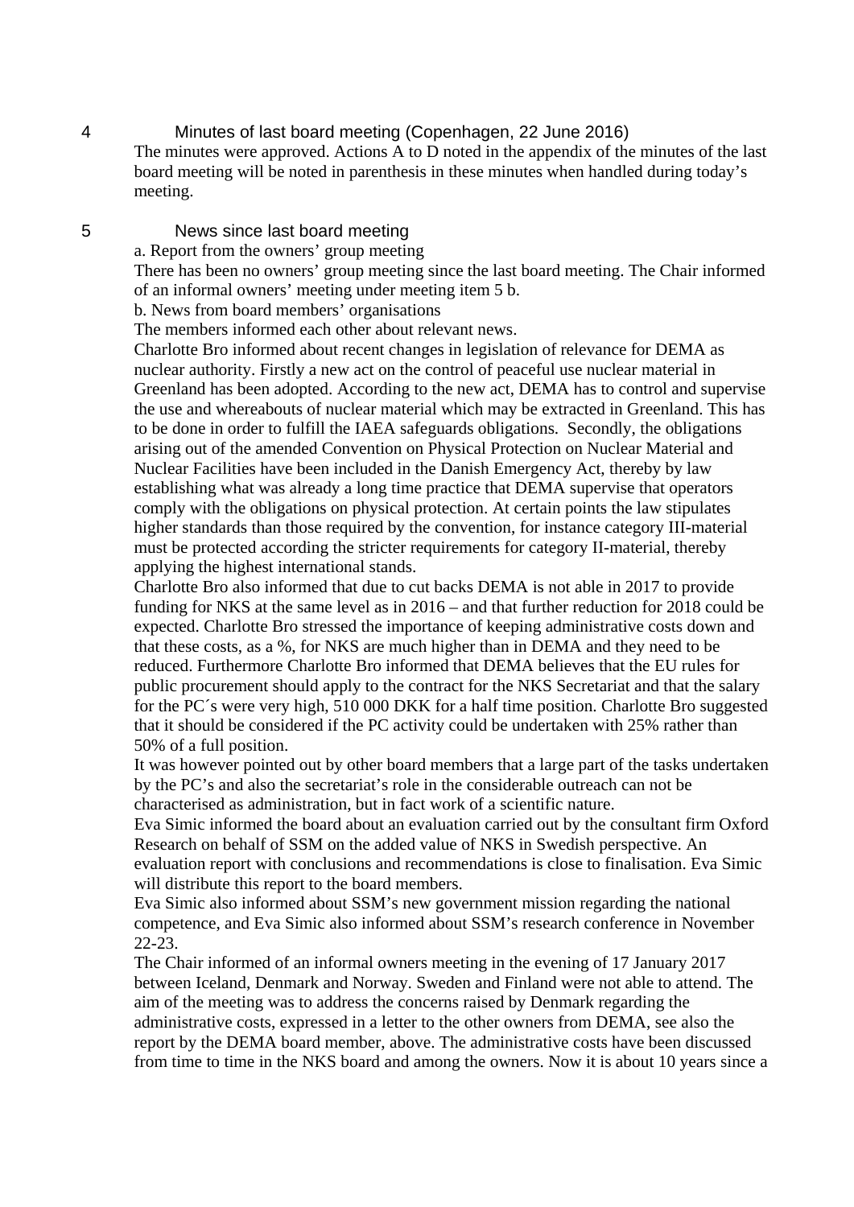## 4 Minutes of last board meeting (Copenhagen, 22 June 2016)

The minutes were approved. Actions A to D noted in the appendix of the minutes of the last board meeting will be noted in parenthesis in these minutes when handled during today's meeting.

## 5 News since last board meeting

a. Report from the owners' group meeting

There has been no owners' group meeting since the last board meeting. The Chair informed of an informal owners' meeting under meeting item 5 b.

b. News from board members' organisations

The members informed each other about relevant news.

Charlotte Bro informed about recent changes in legislation of relevance for DEMA as nuclear authority. Firstly a new act on the control of peaceful use nuclear material in Greenland has been adopted. According to the new act, DEMA has to control and supervise the use and whereabouts of nuclear material which may be extracted in Greenland. This has to be done in order to fulfill the IAEA safeguards obligations. Secondly, the obligations arising out of the amended Convention on Physical Protection on Nuclear Material and Nuclear Facilities have been included in the Danish Emergency Act, thereby by law establishing what was already a long time practice that DEMA supervise that operators comply with the obligations on physical protection. At certain points the law stipulates higher standards than those required by the convention, for instance category III-material must be protected according the stricter requirements for category II-material, thereby applying the highest international stands.

Charlotte Bro also informed that due to cut backs DEMA is not able in 2017 to provide funding for NKS at the same level as in 2016 – and that further reduction for 2018 could be expected. Charlotte Bro stressed the importance of keeping administrative costs down and that these costs, as a %, for NKS are much higher than in DEMA and they need to be reduced. Furthermore Charlotte Bro informed that DEMA believes that the EU rules for public procurement should apply to the contract for the NKS Secretariat and that the salary for the PC´s were very high, 510 000 DKK for a half time position. Charlotte Bro suggested that it should be considered if the PC activity could be undertaken with 25% rather than 50% of a full position.

It was however pointed out by other board members that a large part of the tasks undertaken by the PC's and also the secretariat's role in the considerable outreach can not be characterised as administration, but in fact work of a scientific nature.

Eva Simic informed the board about an evaluation carried out by the consultant firm Oxford Research on behalf of SSM on the added value of NKS in Swedish perspective. An evaluation report with conclusions and recommendations is close to finalisation. Eva Simic will distribute this report to the board members.

Eva Simic also informed about SSM's new government mission regarding the national competence, and Eva Simic also informed about SSM's research conference in November 22-23.

The Chair informed of an informal owners meeting in the evening of 17 January 2017 between Iceland, Denmark and Norway. Sweden and Finland were not able to attend. The aim of the meeting was to address the concerns raised by Denmark regarding the administrative costs, expressed in a letter to the other owners from DEMA, see also the report by the DEMA board member, above. The administrative costs have been discussed from time to time in the NKS board and among the owners. Now it is about 10 years since a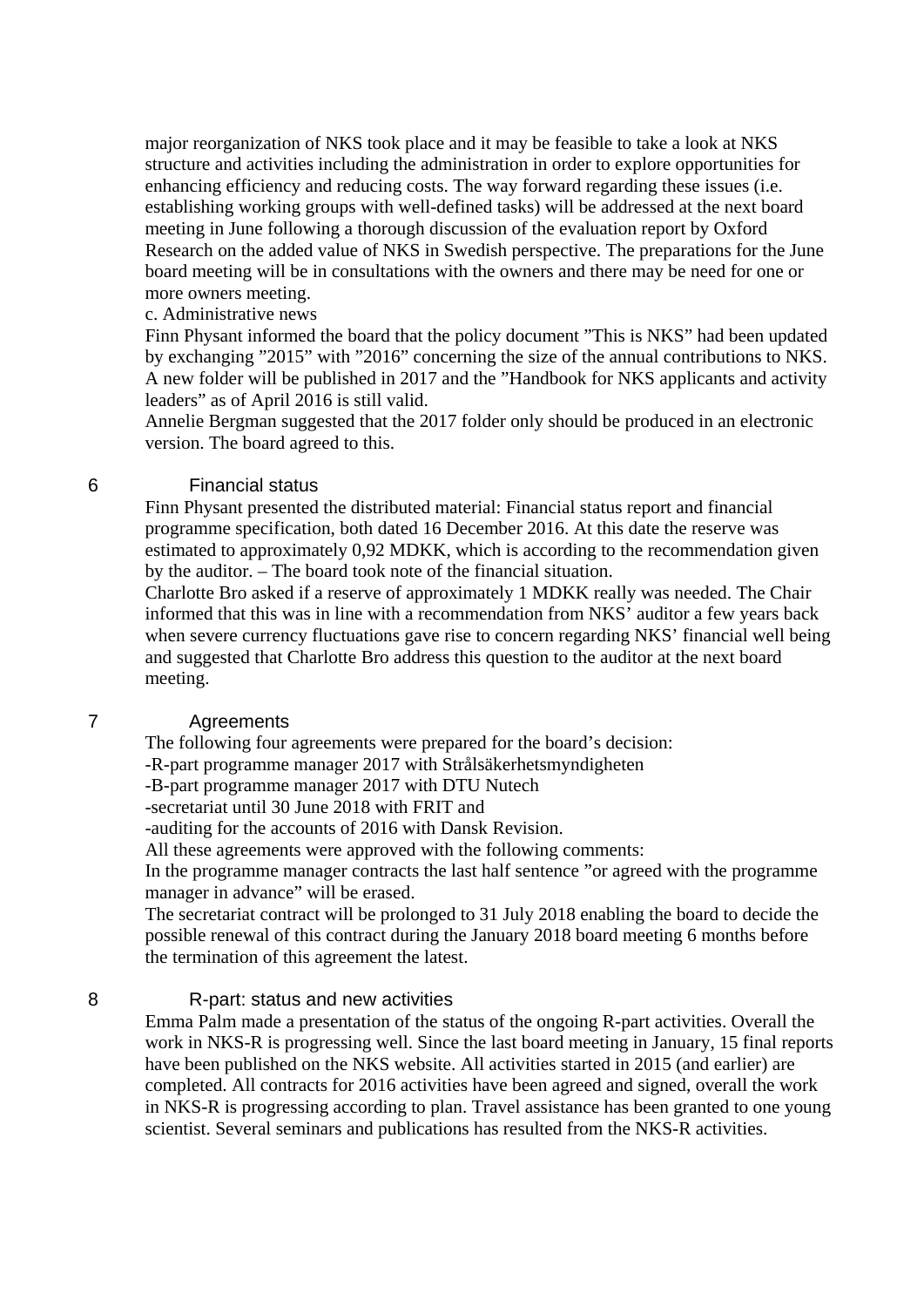major reorganization of NKS took place and it may be feasible to take a look at NKS structure and activities including the administration in order to explore opportunities for enhancing efficiency and reducing costs. The way forward regarding these issues (i.e. establishing working groups with well-defined tasks) will be addressed at the next board meeting in June following a thorough discussion of the evaluation report by Oxford Research on the added value of NKS in Swedish perspective. The preparations for the June board meeting will be in consultations with the owners and there may be need for one or more owners meeting.

c. Administrative news

Finn Physant informed the board that the policy document ”This is NKS” had been updated by exchanging ”2015” with ”2016” concerning the size of the annual contributions to NKS. A new folder will be published in 2017 and the ”Handbook for NKS applicants and activity leaders” as of April 2016 is still valid.

Annelie Bergman suggested that the 2017 folder only should be produced in an electronic version. The board agreed to this.

## 6 Financial status

Finn Physant presented the distributed material: Financial status report and financial programme specification, both dated 16 December 2016. At this date the reserve was estimated to approximately 0,92 MDKK, which is according to the recommendation given by the auditor. – The board took note of the financial situation.

Charlotte Bro asked if a reserve of approximately 1 MDKK really was needed. The Chair informed that this was in line with a recommendation from NKS' auditor a few years back when severe currency fluctuations gave rise to concern regarding NKS' financial well being and suggested that Charlotte Bro address this question to the auditor at the next board meeting.

## 7 Agreements

The following four agreements were prepared for the board's decision:

-R-part programme manager 2017 with Strålsäkerhetsmyndigheten

-B-part programme manager 2017 with DTU Nutech

-secretariat until 30 June 2018 with FRIT and

-auditing for the accounts of 2016 with Dansk Revision.

All these agreements were approved with the following comments:

In the programme manager contracts the last half sentence ”or agreed with the programme manager in advance” will be erased.

The secretariat contract will be prolonged to 31 July 2018 enabling the board to decide the possible renewal of this contract during the January 2018 board meeting 6 months before the termination of this agreement the latest.

## 8 R-part: status and new activities

Emma Palm made a presentation of the status of the ongoing R-part activities. Overall the work in NKS-R is progressing well. Since the last board meeting in January, 15 final reports have been published on the NKS website. All activities started in 2015 (and earlier) are completed. All contracts for 2016 activities have been agreed and signed, overall the work in NKS-R is progressing according to plan. Travel assistance has been granted to one young scientist. Several seminars and publications has resulted from the NKS-R activities.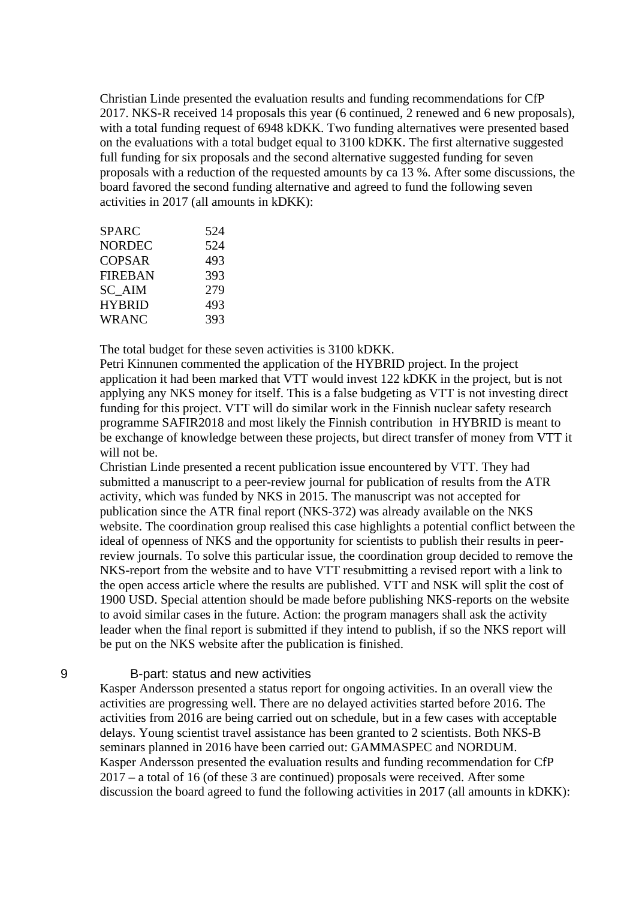Christian Linde presented the evaluation results and funding recommendations for CfP 2017. NKS-R received 14 proposals this year (6 continued, 2 renewed and 6 new proposals), with a total funding request of 6948 kDKK. Two funding alternatives were presented based on the evaluations with a total budget equal to 3100 kDKK. The first alternative suggested full funding for six proposals and the second alternative suggested funding for seven proposals with a reduction of the requested amounts by ca 13 %. After some discussions, the board favored the second funding alternative and agreed to fund the following seven activities in 2017 (all amounts in kDKK):

| | |
|---|---|
| SPARC | 524 |
| NORDEC | 524 |
| COPSAR | 493 |
| FIREBAN | 393 |
| SC_AIM | 279 |
| HYBRID | 493 |
| WRANC | 393 |

The total budget for these seven activities is 3100 kDKK.
Petri Kinnunen commented the application of the HYBRID project. In the project application it had been marked that VTT would invest 122 kDKK in the project, but is not applying any NKS money for itself. This is a false budgeting as VTT is not investing direct funding for this project. VTT will do similar work in the Finnish nuclear safety research programme SAFIR2018 and most likely the Finnish contribution in HYBRID is meant to be exchange of knowledge between these projects, but direct transfer of money from VTT it will not be.
Christian Linde presented a recent publication issue encountered by VTT. They had submitted a manuscript to a peer-review journal for publication of results from the ATR activity, which was funded by NKS in 2015. The manuscript was not accepted for publication since the ATR final report (NKS-372) was already available on the NKS website. The coordination group realised this case highlights a potential conflict between the ideal of openness of NKS and the opportunity for scientists to publish their results in peer-review journals. To solve this particular issue, the coordination group decided to remove the NKS-report from the website and to have VTT resubmitting a revised report with a link to the open access article where the results are published. VTT and NSK will split the cost of 1900 USD. Special attention should be made before publishing NKS-reports on the website to avoid similar cases in the future. Action: the program managers shall ask the activity leader when the final report is submitted if they intend to publish, if so the NKS report will be put on the NKS website after the publication is finished.

## 9 B-part: status and new activities

Kasper Andersson presented a status report for ongoing activities. In an overall view the activities are progressing well. There are no delayed activities started before 2016. The activities from 2016 are being carried out on schedule, but in a few cases with acceptable delays. Young scientist travel assistance has been granted to 2 scientists. Both NKS-B seminars planned in 2016 have been carried out: GAMMASPEC and NORDUM.
Kasper Andersson presented the evaluation results and funding recommendation for CfP 2017 – a total of 16 (of these 3 are continued) proposals were received. After some discussion the board agreed to fund the following activities in 2017 (all amounts in kDKK):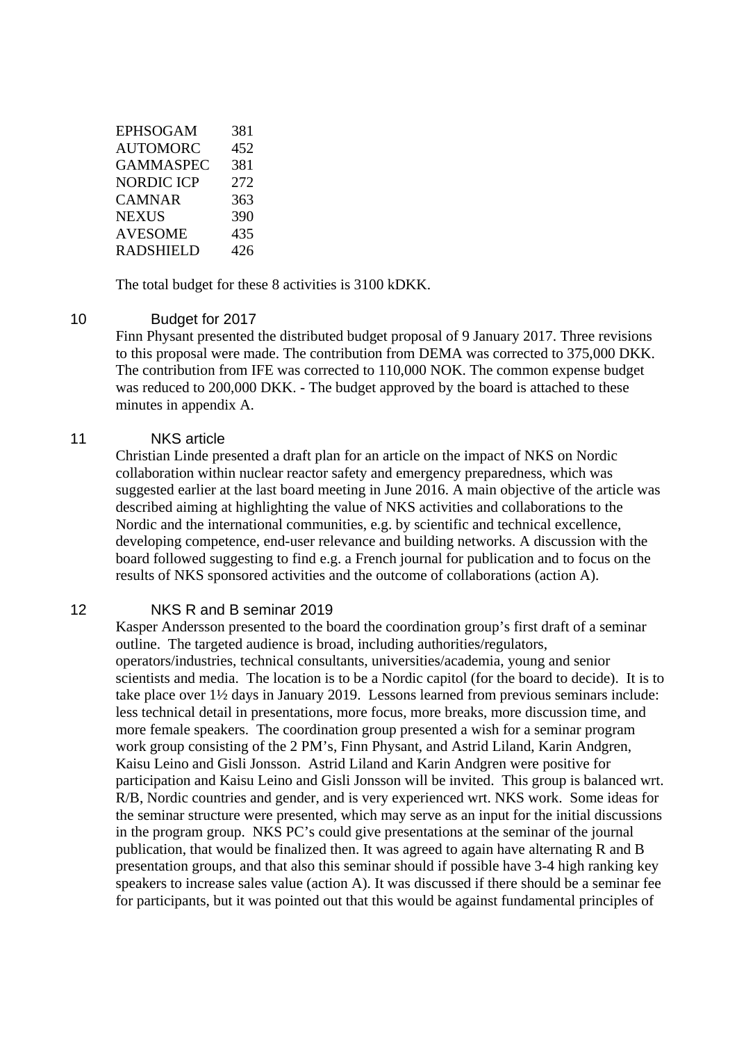| | |
|---|---|
| EPHSOGAM | 381 |
| AUTOMORC | 452 |
| GAMMASPEC | 381 |
| NORDIC ICP | 272 |
| CAMNAR | 363 |
| NEXUS | 390 |
| AVESOME | 435 |
| RADSHIELD | 426 |

The total budget for these 8 activities is 3100 kDKK.

## 10 Budget for 2017

Finn Physant presented the distributed budget proposal of 9 January 2017. Three revisions to this proposal were made. The contribution from DEMA was corrected to 375,000 DKK. The contribution from IFE was corrected to 110,000 NOK. The common expense budget was reduced to 200,000 DKK. - The budget approved by the board is attached to these minutes in appendix A.

## 11 NKS article

Christian Linde presented a draft plan for an article on the impact of NKS on Nordic collaboration within nuclear reactor safety and emergency preparedness, which was suggested earlier at the last board meeting in June 2016. A main objective of the article was described aiming at highlighting the value of NKS activities and collaborations to the Nordic and the international communities, e.g. by scientific and technical excellence, developing competence, end-user relevance and building networks. A discussion with the board followed suggesting to find e.g. a French journal for publication and to focus on the results of NKS sponsored activities and the outcome of collaborations (action A).

## 12 NKS R and B seminar 2019

Kasper Andersson presented to the board the coordination group's first draft of a seminar outline. The targeted audience is broad, including authorities/regulators, operators/industries, technical consultants, universities/academia, young and senior scientists and media. The location is to be a Nordic capitol (for the board to decide). It is to take place over 1½ days in January 2019. Lessons learned from previous seminars include: less technical detail in presentations, more focus, more breaks, more discussion time, and more female speakers. The coordination group presented a wish for a seminar program work group consisting of the 2 PM's, Finn Physant, and Astrid Liland, Karin Andgren, Kaisu Leino and Gisli Jonsson. Astrid Liland and Karin Andgren were positive for participation and Kaisu Leino and Gisli Jonsson will be invited. This group is balanced wrt. R/B, Nordic countries and gender, and is very experienced wrt. NKS work. Some ideas for the seminar structure were presented, which may serve as an input for the initial discussions in the program group. NKS PC's could give presentations at the seminar of the journal publication, that would be finalized then. It was agreed to again have alternating R and B presentation groups, and that also this seminar should if possible have 3-4 high ranking key speakers to increase sales value (action A). It was discussed if there should be a seminar fee for participants, but it was pointed out that this would be against fundamental principles of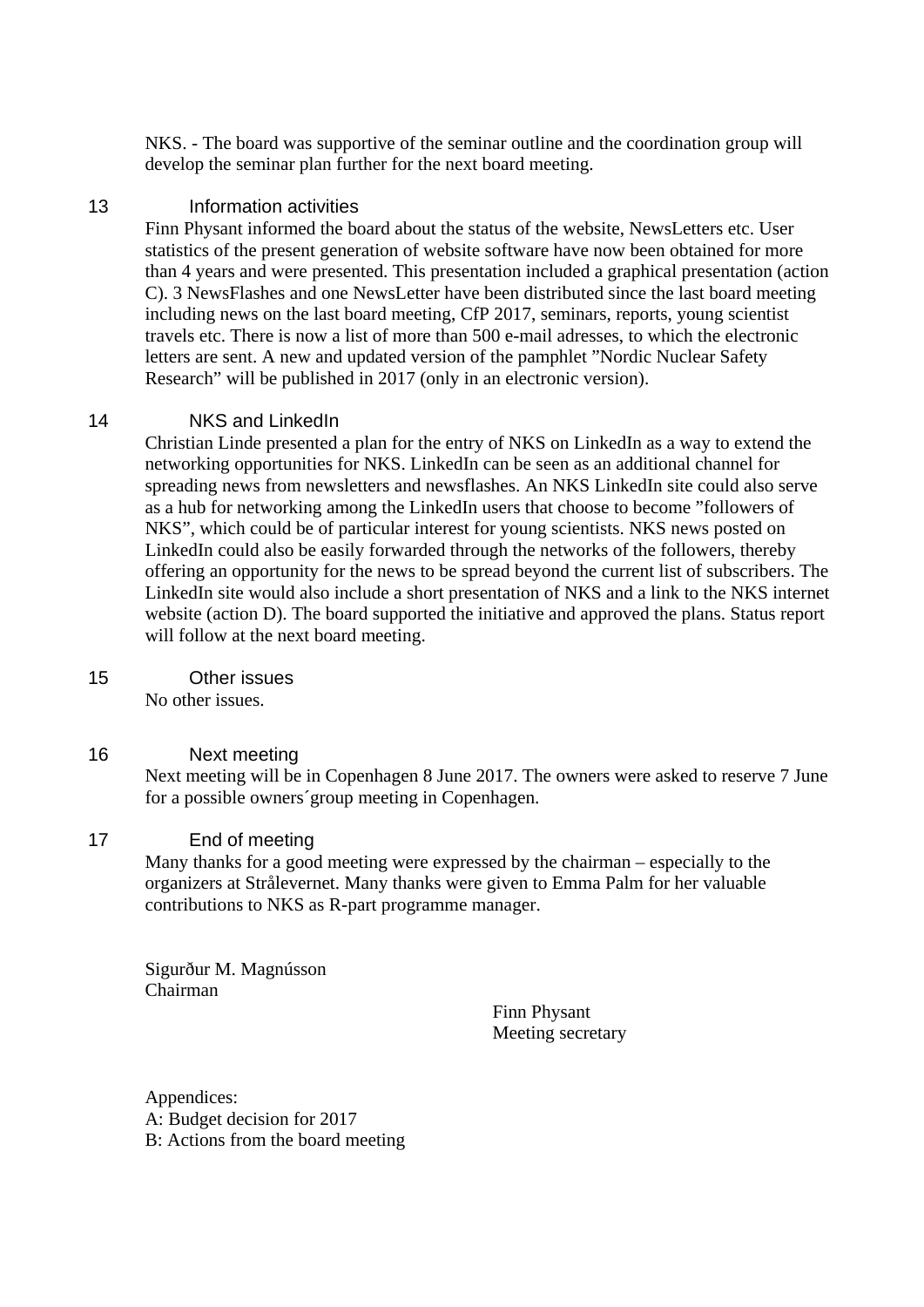NKS. - The board was supportive of the seminar outline and the coordination group will develop the seminar plan further for the next board meeting.

## 13 Information activities

Finn Physant informed the board about the status of the website, NewsLetters etc. User statistics of the present generation of website software have now been obtained for more than 4 years and were presented. This presentation included a graphical presentation (action C). 3 NewsFlashes and one NewsLetter have been distributed since the last board meeting including news on the last board meeting, CfP 2017, seminars, reports, young scientist travels etc. There is now a list of more than 500 e-mail adresses, to which the electronic letters are sent. A new and updated version of the pamphlet ”Nordic Nuclear Safety Research” will be published in 2017 (only in an electronic version).

## 14 NKS and LinkedIn

Christian Linde presented a plan for the entry of NKS on LinkedIn as a way to extend the networking opportunities for NKS. LinkedIn can be seen as an additional channel for spreading news from newsletters and newsflashes. An NKS LinkedIn site could also serve as a hub for networking among the LinkedIn users that choose to become ”followers of NKS”, which could be of particular interest for young scientists. NKS news posted on LinkedIn could also be easily forwarded through the networks of the followers, thereby offering an opportunity for the news to be spread beyond the current list of subscribers. The LinkedIn site would also include a short presentation of NKS and a link to the NKS internet website (action D). The board supported the initiative and approved the plans. Status report will follow at the next board meeting.

## 15 Other issues

No other issues.

## 16 Next meeting

Next meeting will be in Copenhagen 8 June 2017. The owners were asked to reserve 7 June for a possible owners´group meeting in Copenhagen.

## 17 End of meeting

Many thanks for a good meeting were expressed by the chairman – especially to the organizers at Strålevernet. Many thanks were given to Emma Palm for her valuable contributions to NKS as R-part programme manager.

Sigurður M. Magnússon
Chairman

Finn Physant
Meeting secretary

Appendices:
A: Budget decision for 2017
B: Actions from the board meeting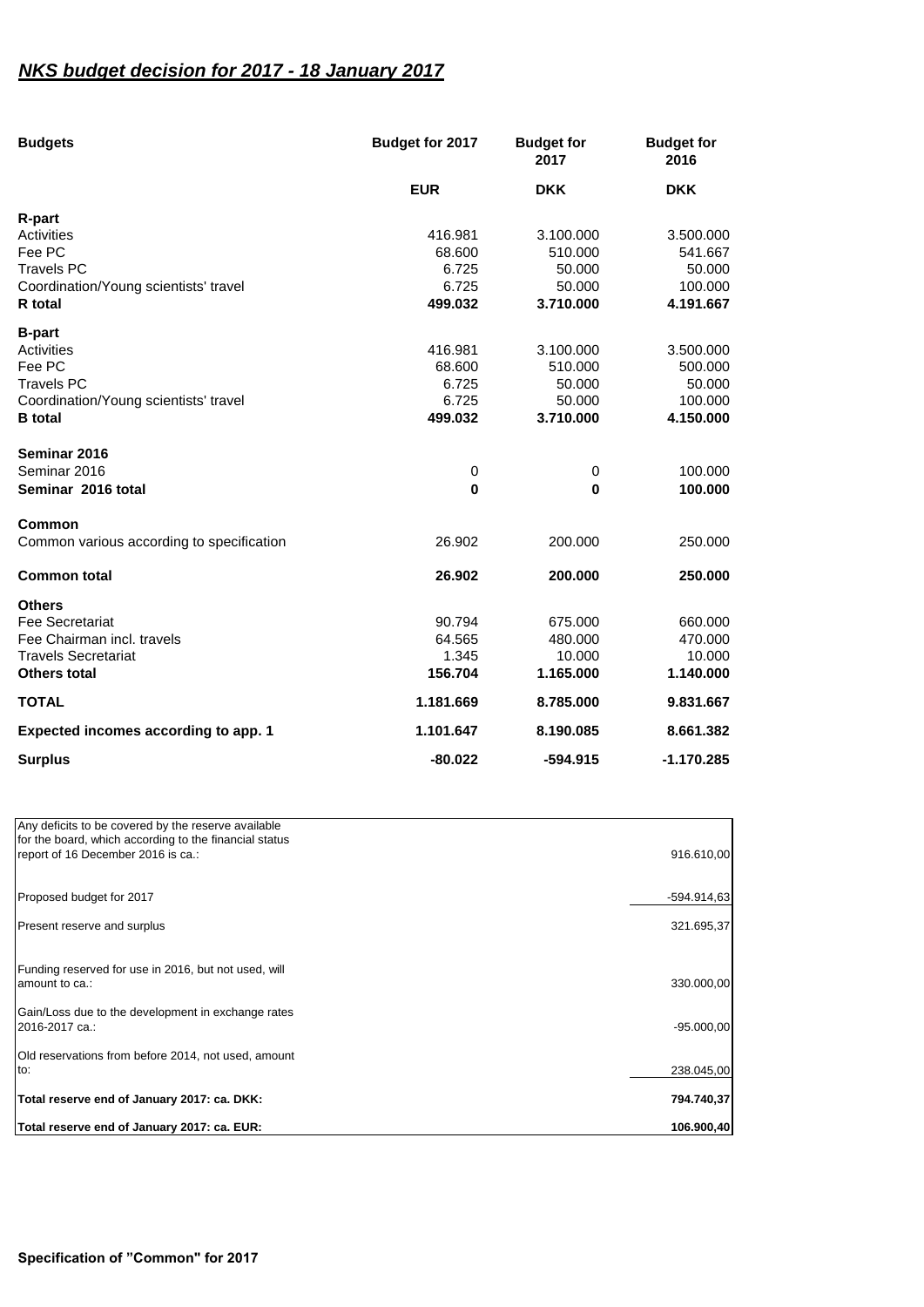## ***NKS budget decision for 2017 - 18 January 2017***

| Budgets | Budget for 2017 | Budget for 2017 | Budget for 2016 |
|---|---|---|---|
| | **EUR** | **DKK** | **DKK** |
| **R-part** | | | |
| Activities | 416.981 | 3.100.000 | 3.500.000 |
| Fee PC | 68.600 | 510.000 | 541.667 |
| Travels PC | 6.725 | 50.000 | 50.000 |
| Coordination/Young scientists' travel | 6.725 | 50.000 | 100.000 |
| **R total** | **499.032** | **3.710.000** | **4.191.667** |
| **B-part** | | | |
| Activities | 416.981 | 3.100.000 | 3.500.000 |
| Fee PC | 68.600 | 510.000 | 500.000 |
| Travels PC | 6.725 | 50.000 | 50.000 |
| Coordination/Young scientists' travel | 6.725 | 50.000 | 100.000 |
| **B total** | **499.032** | **3.710.000** | **4.150.000** |
| **Seminar 2016** | | | |
| Seminar 2016 | 0 | 0 | 100.000 |
| **Seminar 2016 total** | **0** | **0** | **100.000** |
| **Common** | | | |
| Common various according to specification | 26.902 | 200.000 | 250.000 |
| **Common total** | **26.902** | **200.000** | **250.000** |
| **Others** | | | |
| Fee Secretariat | 90.794 | 675.000 | 660.000 |
| Fee Chairman incl. travels | 64.565 | 480.000 | 470.000 |
| Travels Secretariat | 1.345 | 10.000 | 10.000 |
| **Others total** | **156.704** | **1.165.000** | **1.140.000** |
| **TOTAL** | **1.181.669** | **8.785.000** | **9.831.667** |
| **Expected incomes according to app. 1** | **1.101.647** | **8.190.085** | **8.661.382** |
| **Surplus** | **-80.022** | **-594.915** | **-1.170.285** |

| | |
|---|---|
| Any deficits to be covered by the reserve available for the board, which according to the financial status report of 16 December 2016 is ca.: | 916.610,00 |
| Proposed budget for 2017 | -594.914,63 |
| Present reserve and surplus | 321.695,37 |
| Funding reserved for use in 2016, but not used, will amount to ca.: | 330.000,00 |
| Gain/Loss due to the development in exchange rates 2016-2017 ca.: | -95.000,00 |
| Old reservations from before 2014, not used, amount to: | 238.045,00 |
| **Total reserve end of January 2017: ca. DKK:** | **794.740,37** |
| **Total reserve end of January 2017: ca. EUR:** | **106.900,40** |

**Specification of "Common" for 2017**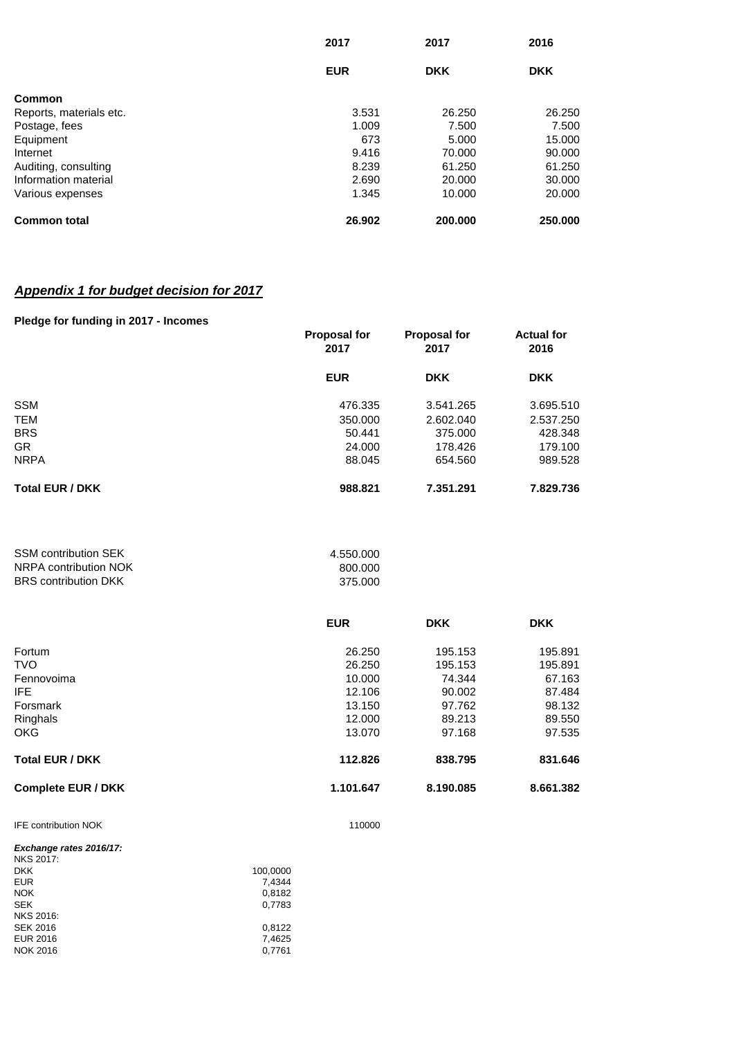| | 2017 | 2017 | 2016 |
|---|---|---|---|
| | **EUR** | **DKK** | **DKK** |
| **Common** | | | |
| Reports, materials etc. | 3.531 | 26.250 | 26.250 |
| Postage, fees | 1.009 | 7.500 | 7.500 |
| Equipment | 673 | 5.000 | 15.000 |
| Internet | 9.416 | 70.000 | 90.000 |
| Auditing, consulting | 8.239 | 61.250 | 61.250 |
| Information material | 2.690 | 20.000 | 30.000 |
| Various expenses | 1.345 | 10.000 | 20.000 |
| **Common total** | **26.902** | **200.000** | **250.000** |

## ***Appendix 1 for budget decision for 2017***

**Pledge for funding in 2017 - Incomes**

| | Proposal for 2017 | Proposal for 2017 | Actual for 2016 |
|---|---|---|---|
| | **EUR** | **DKK** | **DKK** |
| SSM | 476.335 | 3.541.265 | 3.695.510 |
| TEM | 350.000 | 2.602.040 | 2.537.250 |
| BRS | 50.441 | 375.000 | 428.348 |
| GR | 24.000 | 178.426 | 179.100 |
| NRPA | 88.045 | 654.560 | 989.528 |
| **Total EUR / DKK** | **988.821** | **7.351.291** | **7.829.736** |

| | |
|---|---|
| SSM contribution SEK | 4.550.000 |
| NRPA contribution NOK | 800.000 |
| BRS contribution DKK | 375.000 |

| | EUR | DKK | DKK |
|---|---|---|---|
| Fortum | 26.250 | 195.153 | 195.891 |
| TVO | 26.250 | 195.153 | 195.891 |
| Fennovoima | 10.000 | 74.344 | 67.163 |
| IFE | 12.106 | 90.002 | 87.484 |
| Forsmark | 13.150 | 97.762 | 98.132 |
| Ringhals | 12.000 | 89.213 | 89.550 |
| OKG | 13.070 | 97.168 | 97.535 |
| **Total EUR / DKK** | **112.826** | **838.795** | **831.646** |
| **Complete EUR / DKK** | **1.101.647** | **8.190.085** | **8.661.382** |

IFE contribution NOK 110000

***Exchange rates 2016/17:***

| | |
|---|---|
| NKS 2017: | |
| DKK | 100,0000 |
| EUR | 7,4344 |
| NOK | 0,8182 |
| SEK | 0,7783 |
| NKS 2016: | |
| SEK 2016 | 0,8122 |
| EUR 2016 | 7,4625 |
| NOK 2016 | 0,7761 |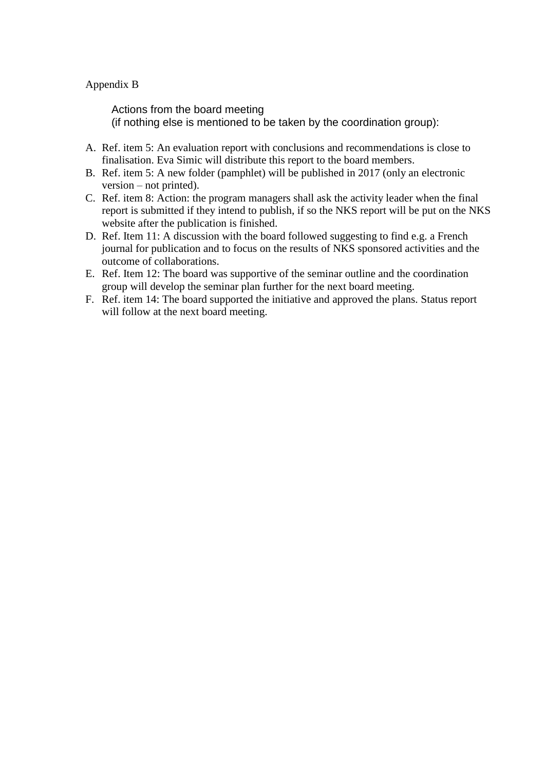Appendix B

Actions from the board meeting
(if nothing else is mentioned to be taken by the coordination group):

A. Ref. item 5: An evaluation report with conclusions and recommendations is close to finalisation. Eva Simic will distribute this report to the board members.
B. Ref. item 5: A new folder (pamphlet) will be published in 2017 (only an electronic version – not printed).
C. Ref. item 8: Action: the program managers shall ask the activity leader when the final report is submitted if they intend to publish, if so the NKS report will be put on the NKS website after the publication is finished.
D. Ref. Item 11: A discussion with the board followed suggesting to find e.g. a French journal for publication and to focus on the results of NKS sponsored activities and the outcome of collaborations.
E. Ref. Item 12: The board was supportive of the seminar outline and the coordination group will develop the seminar plan further for the next board meeting.
F. Ref. item 14: The board supported the initiative and approved the plans. Status report will follow at the next board meeting.